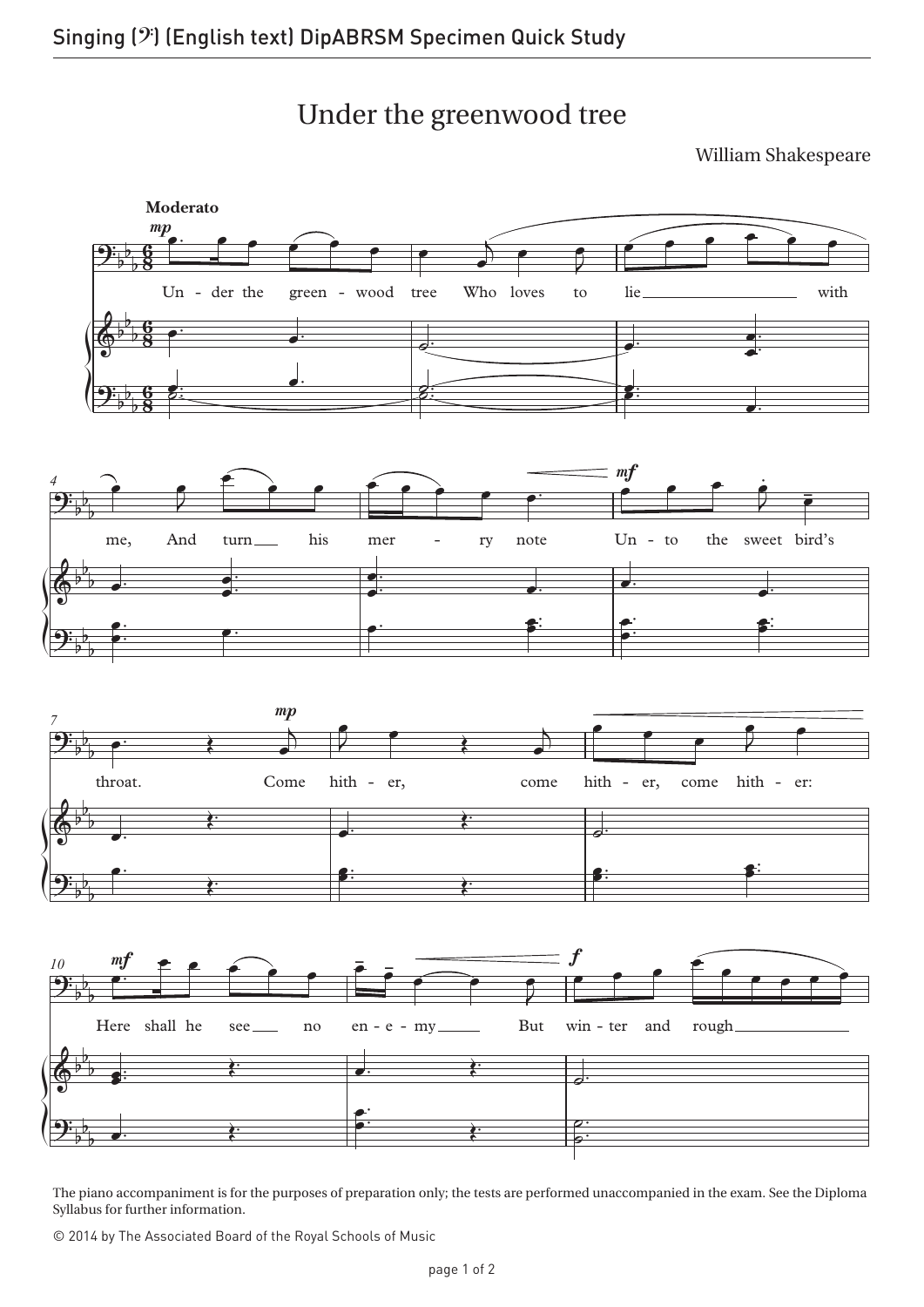# Under the greenwood tree

William Shakespeare

**Moderato**

The piano accompaniment is for the purposes of preparation only; the tests are performed unaccompanied in the exam. See the Diploma Syllabus for further information.

© 2014 by The Associated Board of the Royal Schools of Music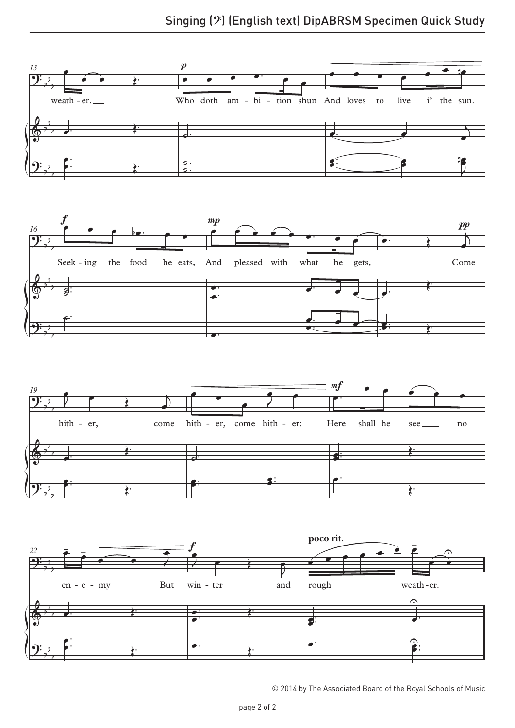© 2014 by The Associated Board of the Royal Schools of Music